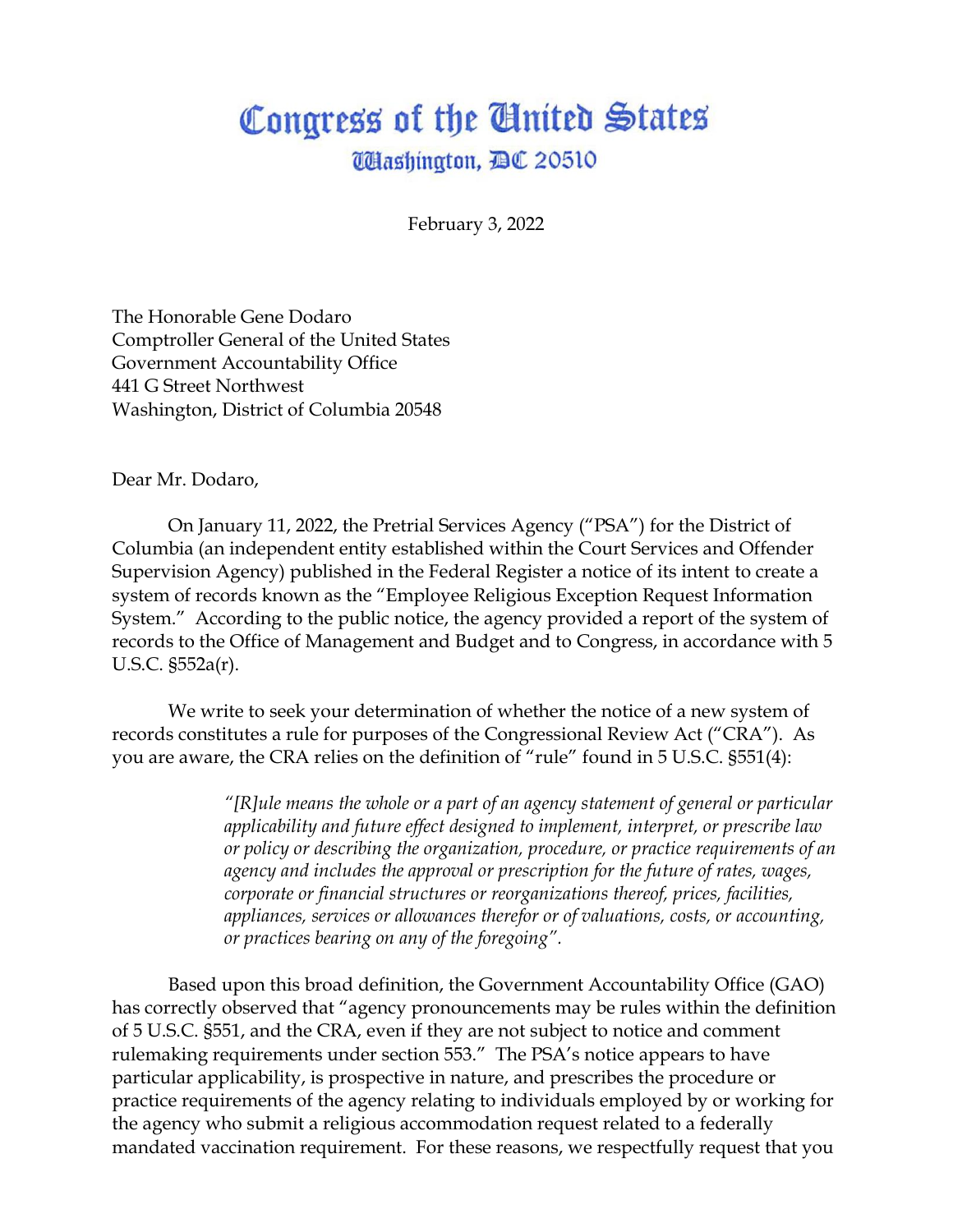# Congress of the United States
## Washington, DC 20510

February 3, 2022

The Honorable Gene Dodaro
Comptroller General of the United States
Government Accountability Office
441 G Street Northwest
Washington, District of Columbia 20548

Dear Mr. Dodaro,

On January 11, 2022, the Pretrial Services Agency ("PSA") for the District of Columbia (an independent entity established within the Court Services and Offender Supervision Agency) published in the Federal Register a notice of its intent to create a system of records known as the "Employee Religious Exception Request Information System." According to the public notice, the agency provided a report of the system of records to the Office of Management and Budget and to Congress, in accordance with 5 U.S.C. §552a(r).

We write to seek your determination of whether the notice of a new system of records constitutes a rule for purposes of the Congressional Review Act ("CRA"). As you are aware, the CRA relies on the definition of "rule" found in 5 U.S.C. §551(4):

> *"[R]ule means the whole or a part of an agency statement of general or particular applicability and future effect designed to implement, interpret, or prescribe law or policy or describing the organization, procedure, or practice requirements of an agency and includes the approval or prescription for the future of rates, wages, corporate or financial structures or reorganizations thereof, prices, facilities, appliances, services or allowances therefor or of valuations, costs, or accounting, or practices bearing on any of the foregoing".*

Based upon this broad definition, the Government Accountability Office (GAO) has correctly observed that "agency pronouncements may be rules within the definition of 5 U.S.C. §551, and the CRA, even if they are not subject to notice and comment rulemaking requirements under section 553." The PSA's notice appears to have particular applicability, is prospective in nature, and prescribes the procedure or practice requirements of the agency relating to individuals employed by or working for the agency who submit a religious accommodation request related to a federally mandated vaccination requirement. For these reasons, we respectfully request that you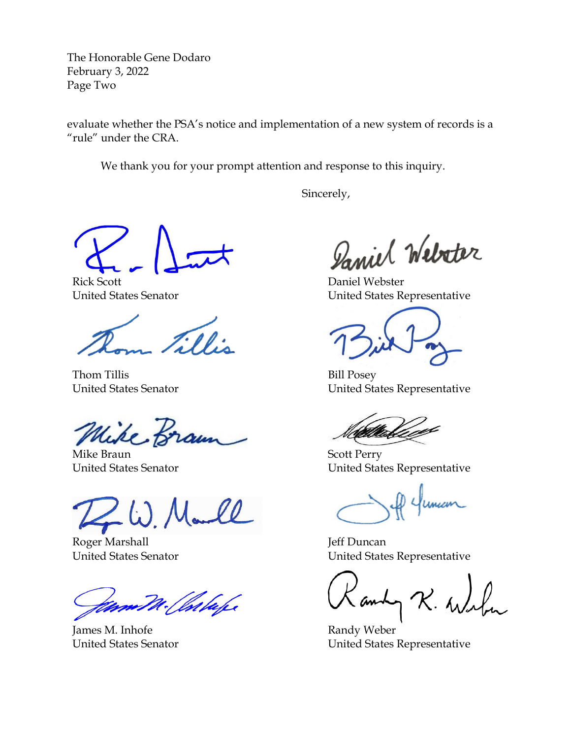The Honorable Gene Dodaro
February 3, 2022
Page Two

evaluate whether the PSA's notice and implementation of a new system of records is a "rule" under the CRA.

We thank you for your prompt attention and response to this inquiry.

Sincerely,

Rick Scott
United States Senator

Daniel Webster
United States Representative

Thom Tillis
United States Senator

Bill Posey
United States Representative

Mike Braun
United States Senator

Scott Perry
United States Representative

Roger Marshall
United States Senator

Jeff Duncan
United States Representative

James M. Inhofe
United States Senator

Randy Weber
United States Representative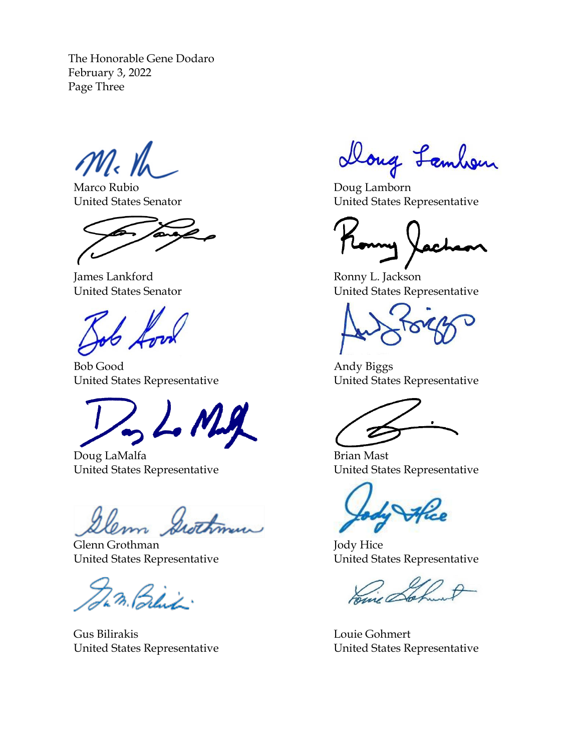The Honorable Gene Dodaro
February 3, 2022
Page Three

Marco Rubio
United States Senator

James Lankford
United States Senator

Bob Good
United States Representative

Doug LaMalfa
United States Representative

Glenn Grothman
United States Representative

Gus Bilirakis
United States Representative

Doug Lamborn
United States Representative

Ronny L. Jackson
United States Representative

Andy Biggs
United States Representative

Brian Mast
United States Representative

Jody Hice
United States Representative

Louie Gohmert
United States Representative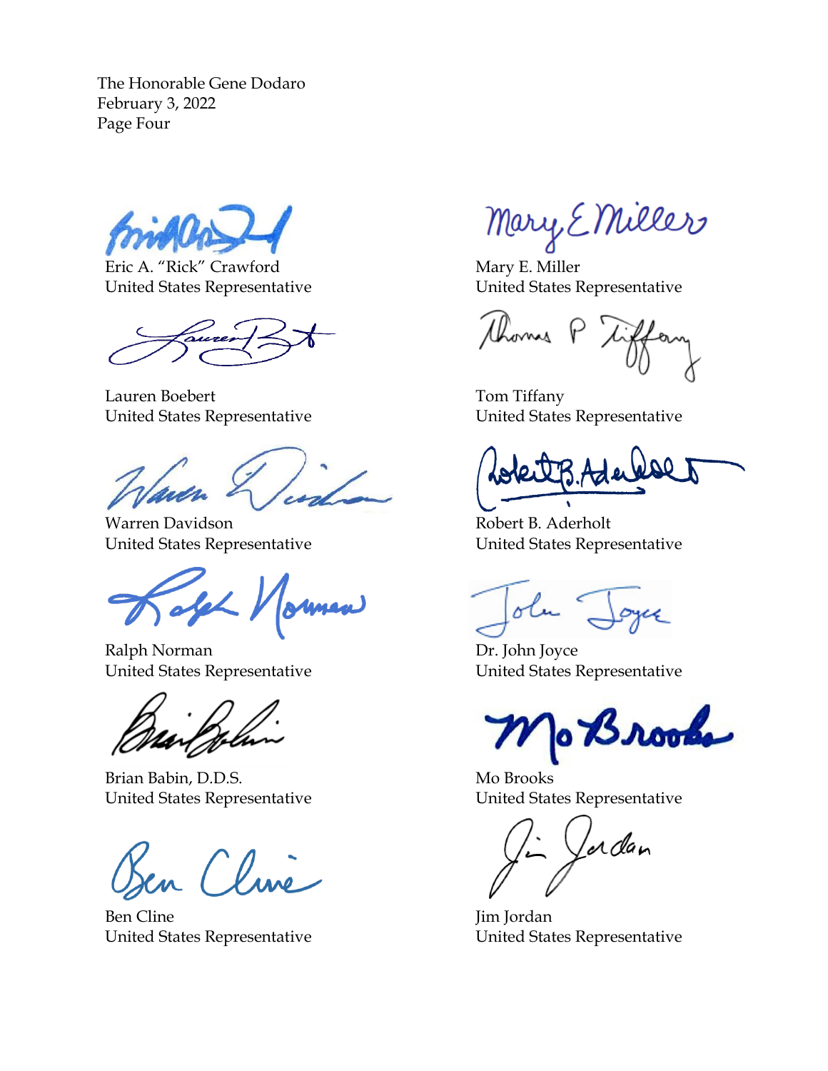The Honorable Gene Dodaro
February 3, 2022
Page Four

Eric A. "Rick" Crawford
United States Representative

Mary E. Miller
United States Representative

Lauren Boebert
United States Representative

Tom Tiffany
United States Representative

Warren Davidson
United States Representative

Robert B. Aderholt
United States Representative

Ralph Norman
United States Representative

Dr. John Joyce
United States Representative

Brian Babin, D.D.S.
United States Representative

Mo Brooks
United States Representative

Ben Cline
United States Representative

Jim Jordan
United States Representative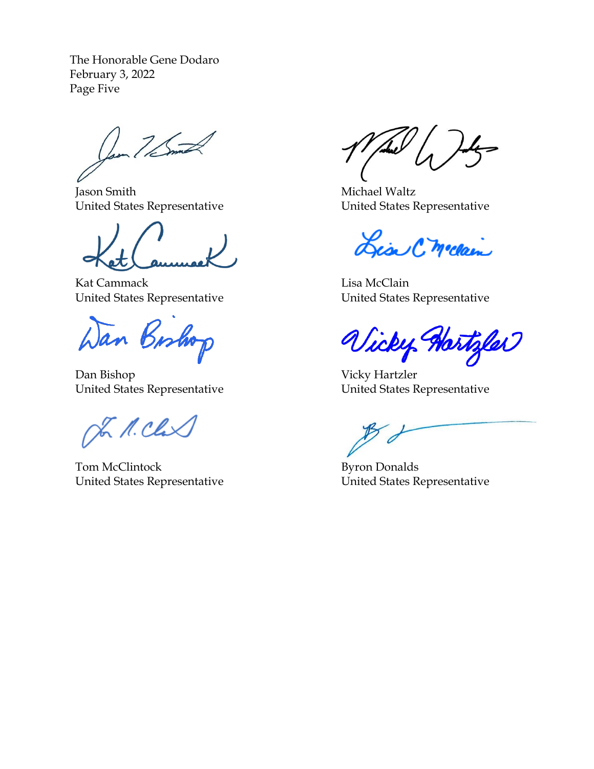The Honorable Gene Dodaro
February 3, 2022
Page Five

Jason Smith
United States Representative

Michael Waltz
United States Representative

Kat Cammack
United States Representative

Lisa McClain
United States Representative

Dan Bishop
United States Representative

Vicky Hartzler
United States Representative

Tom McClintock
United States Representative

Byron Donalds
United States Representative